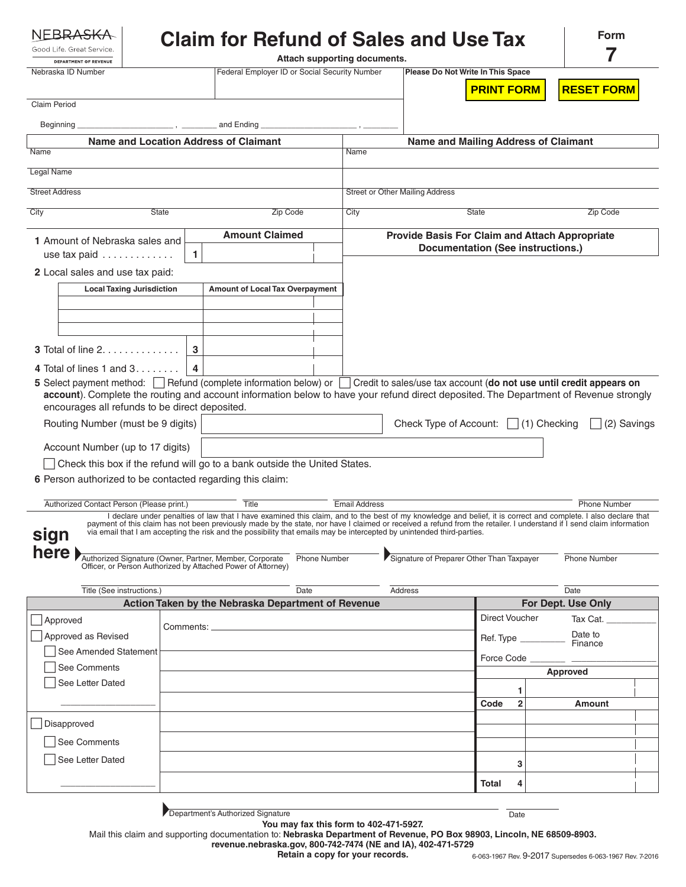NEBRASKA
Good Life. Great Service.
DEPARTMENT OF REVENUE

# Claim for Refund of Sales and Use Tax

**Attach supporting documents.**

**Form 7**

| Nebraska ID Number | Federal Employer ID or Social Security Number | **Please Do Not Write In This Space** |
|---|---|---|

Claim Period

Beginning ____________________ , ________ and Ending ____________________ , ________

**PRINT FORM** **RESET FORM**

| **Name and Location Address of Claimant** | | | **Name and Mailing Address of Claimant** | | |
|---|---|---|---|---|---|
| Name | | | Name | | |
| Legal Name | | | | | |
| Street Address | | | Street or Other Mailing Address | | |
| City | State | Zip Code | City | State | Zip Code |

| | | **Amount Claimed** |
|---|---|---|
| **1** Amount of Nebraska sales and use tax paid . . . . . . . . . . . . . | **1** | |

**2** Local sales and use tax paid:

| **Local Taxing Jurisdiction** | **Amount of Local Tax Overpayment** |
|---|---|
| | |
| | |
| | |

| | | |
|---|---|---|
| **3** Total of line 2. . . . . . . . . . . . . . | **3** | |
| **4** Total of lines 1 and 3. . . . . . . . | **4** | |

**Provide Basis For Claim and Attach Appropriate Documentation (See instructions.)**

**5** Select payment method: ☐ Refund (complete information below) or ☐ Credit to sales/use tax account (**do not use until credit appears on account**). Complete the routing and account information below to have your refund direct deposited. The Department of Revenue strongly encourages all refunds to be direct deposited.

Routing Number (must be 9 digits) ____________ Check Type of Account: ☐ (1) Checking ☐ (2) Savings

Account Number (up to 17 digits) ____________

☐ Check this box if the refund will go to a bank outside the United States.

**6** Person authorized to be contacted regarding this claim:

| Authorized Contact Person (Please print.) | Title | Email Address | Phone Number |
|---|---|---|---|

I declare under penalties of law that I have examined this claim, and to the best of my knowledge and belief, it is correct and complete. I also declare that payment of this claim has not been previously made by the state, nor have I claimed or received a refund from the retailer. I understand if I send claim information via email that I am accepting the risk and the possibility that emails may be intercepted by unintended third-parties.

**sign here**

| Authorized Signature (Owner, Partner, Member, Corporate Officer, or Person Authorized by Attached Power of Attorney) | Phone Number | Signature of Preparer Other Than Taxpayer | Phone Number |
|---|---|---|---|
| Title (See instructions.) | Date | Address | Date |

| **Action Taken by the Nebraska Department of Revenue** | |
|---|---|
| ☐ Approved | Comments: |
| ☐ Approved as Revised | |
| ☐ See Amended Statement | |
| ☐ See Comments | |
| ☐ See Letter Dated ____________ | |
| ☐ Disapproved | |
| ☐ See Comments | |
| ☐ See Letter Dated ____________ | |

| **For Dept. Use Only** | | |
|---|---|---|
| Direct Voucher | | Tax Cat. ________ |
| Ref. Type ________ | | Date to Finance ________ |
| Force Code ________ | | |
| | **Approved** | |
| | 1 | |
| Code | 2 | Amount |
| | | |
| | | |
| | 3 | |
| Total | 4 | |

Department's Authorized Signature ____________ Date ________

**You may fax this form to 402-471-5927.**

Mail this claim and supporting documentation to: **Nebraska Department of Revenue, PO Box 98903, Lincoln, NE 68509-8903.**

**revenue.nebraska.gov, 800-742-7474 (NE and IA), 402-471-5729**

**Retain a copy for your records.**

6-063-1967 Rev. 9-2017 Supersedes 6-063-1967 Rev. 7-2016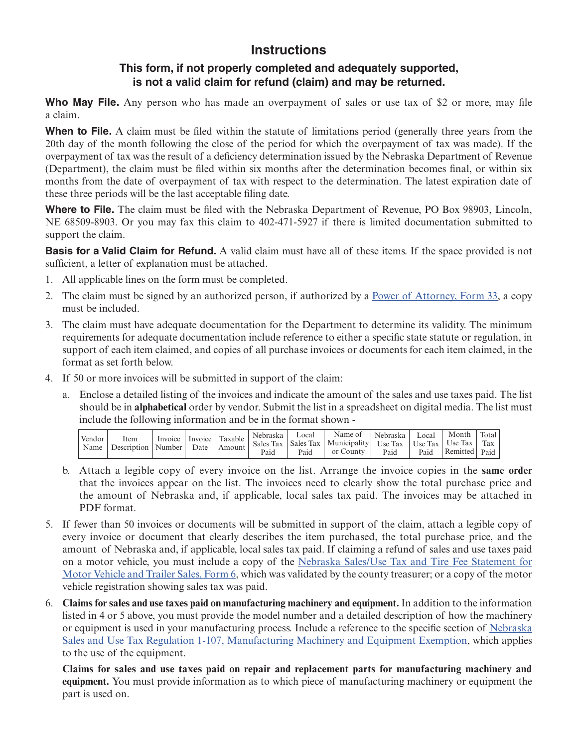# Instructions

## This form, if not properly completed and adequately supported, is not a valid claim for refund (claim) and may be returned.

**Who May File.** Any person who has made an overpayment of sales or use tax of $2 or more, may file a claim.

**When to File.** A claim must be filed within the statute of limitations period (generally three years from the 20th day of the month following the close of the period for which the overpayment of tax was made). If the overpayment of tax was the result of a deficiency determination issued by the Nebraska Department of Revenue (Department), the claim must be filed within six months after the determination becomes final, or within six months from the date of overpayment of tax with respect to the determination. The latest expiration date of these three periods will be the last acceptable filing date.

**Where to File.** The claim must be filed with the Nebraska Department of Revenue, PO Box 98903, Lincoln, NE 68509-8903. Or you may fax this claim to 402-471-5927 if there is limited documentation submitted to support the claim.

**Basis for a Valid Claim for Refund.** A valid claim must have all of these items. If the space provided is not sufficient, a letter of explanation must be attached.

1. All applicable lines on the form must be completed.
2. The claim must be signed by an authorized person, if authorized by a Power of Attorney, Form 33, a copy must be included.
3. The claim must have adequate documentation for the Department to determine its validity. The minimum requirements for adequate documentation include reference to either a specific state statute or regulation, in support of each item claimed, and copies of all purchase invoices or documents for each item claimed, in the format as set forth below.
4. If 50 or more invoices will be submitted in support of the claim:
   a. Enclose a detailed listing of the invoices and indicate the amount of the sales and use taxes paid. The list should be in **alphabetical** order by vendor. Submit the list in a spreadsheet on digital media. The list must include the following information and be in the format shown -

| Vendor Name | Item Description | Invoice Number | Invoice Date | Taxable Amount | Nebraska Sales Tax Paid | Local Sales Tax Paid | Name of Municipality or County | Nebraska Use Tax Paid | Local Use Tax Paid | Month Use Tax Remitted | Total Tax Paid |
|---|---|---|---|---|---|---|---|---|---|---|---|

   b. Attach a legible copy of every invoice on the list. Arrange the invoice copies in the **same order** that the invoices appear on the list. The invoices need to clearly show the total purchase price and the amount of Nebraska and, if applicable, local sales tax paid. The invoices may be attached in PDF format.
5. If fewer than 50 invoices or documents will be submitted in support of the claim, attach a legible copy of every invoice or document that clearly describes the item purchased, the total purchase price, and the amount of Nebraska and, if applicable, local sales tax paid. If claiming a refund of sales and use taxes paid on a motor vehicle, you must include a copy of the Nebraska Sales/Use Tax and Tire Fee Statement for Motor Vehicle and Trailer Sales, Form 6, which was validated by the county treasurer; or a copy of the motor vehicle registration showing sales tax was paid.
6. **Claims for sales and use taxes paid on manufacturing machinery and equipment.** In addition to the information listed in 4 or 5 above, you must provide the model number and a detailed description of how the machinery or equipment is used in your manufacturing process. Include a reference to the specific section of Nebraska Sales and Use Tax Regulation 1-107, Manufacturing Machinery and Equipment Exemption, which applies to the use of the equipment.

   **Claims for sales and use taxes paid on repair and replacement parts for manufacturing machinery and equipment.** You must provide information as to which piece of manufacturing machinery or equipment the part is used on.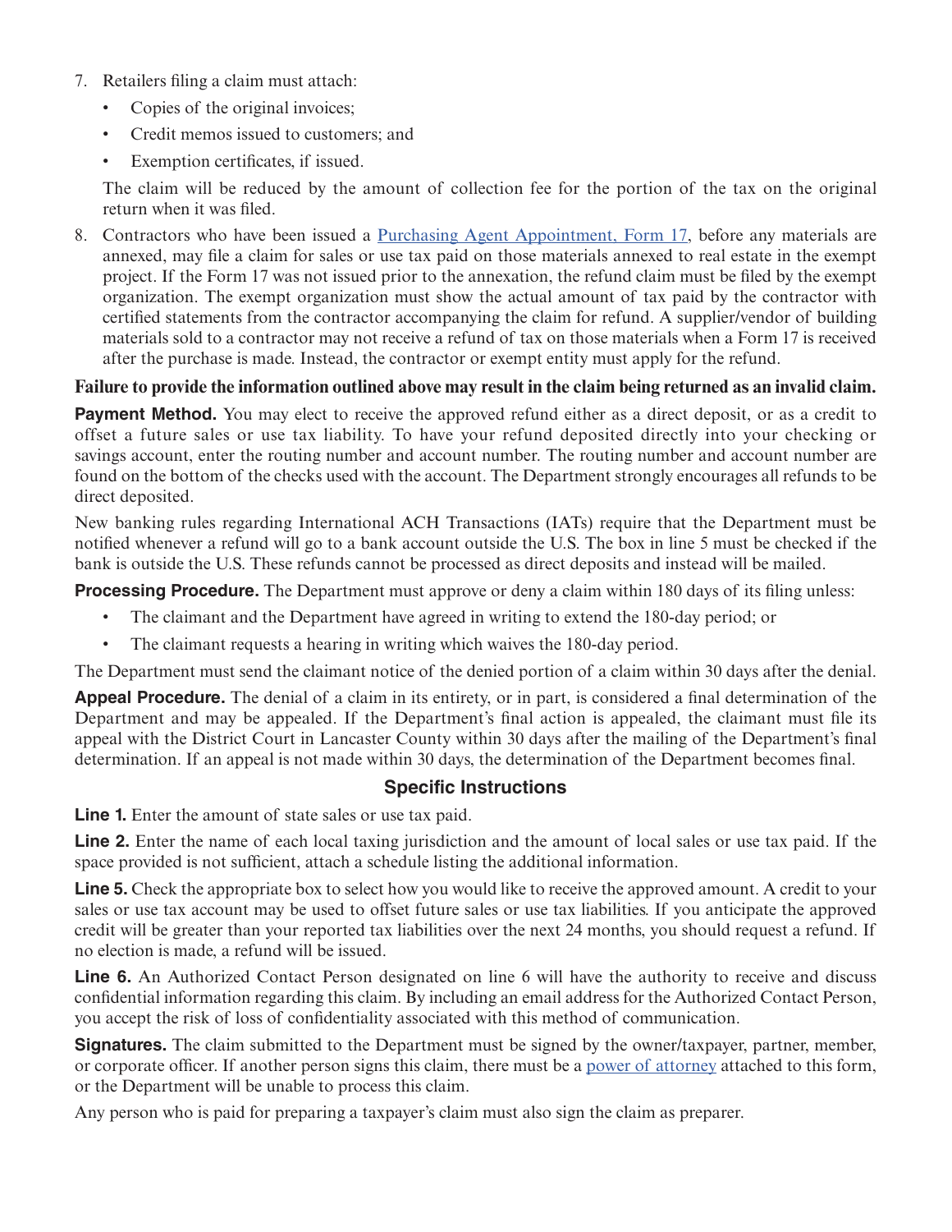7. Retailers filing a claim must attach:
   - Copies of the original invoices;
   - Credit memos issued to customers; and
   - Exemption certificates, if issued.

   The claim will be reduced by the amount of collection fee for the portion of the tax on the original return when it was filed.

8. Contractors who have been issued a Purchasing Agent Appointment, Form 17, before any materials are annexed, may file a claim for sales or use tax paid on those materials annexed to real estate in the exempt project. If the Form 17 was not issued prior to the annexation, the refund claim must be filed by the exempt organization. The exempt organization must show the actual amount of tax paid by the contractor with certified statements from the contractor accompanying the claim for refund. A supplier/vendor of building materials sold to a contractor may not receive a refund of tax on those materials when a Form 17 is received after the purchase is made. Instead, the contractor or exempt entity must apply for the refund.

**Failure to provide the information outlined above may result in the claim being returned as an invalid claim.**

**Payment Method.** You may elect to receive the approved refund either as a direct deposit, or as a credit to offset a future sales or use tax liability. To have your refund deposited directly into your checking or savings account, enter the routing number and account number. The routing number and account number are found on the bottom of the checks used with the account. The Department strongly encourages all refunds to be direct deposited.

New banking rules regarding International ACH Transactions (IATs) require that the Department must be notified whenever a refund will go to a bank account outside the U.S. The box in line 5 must be checked if the bank is outside the U.S. These refunds cannot be processed as direct deposits and instead will be mailed.

**Processing Procedure.** The Department must approve or deny a claim within 180 days of its filing unless:

- The claimant and the Department have agreed in writing to extend the 180-day period; or
- The claimant requests a hearing in writing which waives the 180-day period.

The Department must send the claimant notice of the denied portion of a claim within 30 days after the denial.

**Appeal Procedure.** The denial of a claim in its entirety, or in part, is considered a final determination of the Department and may be appealed. If the Department's final action is appealed, the claimant must file its appeal with the District Court in Lancaster County within 30 days after the mailing of the Department's final determination. If an appeal is not made within 30 days, the determination of the Department becomes final.

## Specific Instructions

**Line 1.** Enter the amount of state sales or use tax paid.

**Line 2.** Enter the name of each local taxing jurisdiction and the amount of local sales or use tax paid. If the space provided is not sufficient, attach a schedule listing the additional information.

**Line 5.** Check the appropriate box to select how you would like to receive the approved amount. A credit to your sales or use tax account may be used to offset future sales or use tax liabilities. If you anticipate the approved credit will be greater than your reported tax liabilities over the next 24 months, you should request a refund. If no election is made, a refund will be issued.

**Line 6.** An Authorized Contact Person designated on line 6 will have the authority to receive and discuss confidential information regarding this claim. By including an email address for the Authorized Contact Person, you accept the risk of loss of confidentiality associated with this method of communication.

**Signatures.** The claim submitted to the Department must be signed by the owner/taxpayer, partner, member, or corporate officer. If another person signs this claim, there must be a power of attorney attached to this form, or the Department will be unable to process this claim.

Any person who is paid for preparing a taxpayer's claim must also sign the claim as preparer.